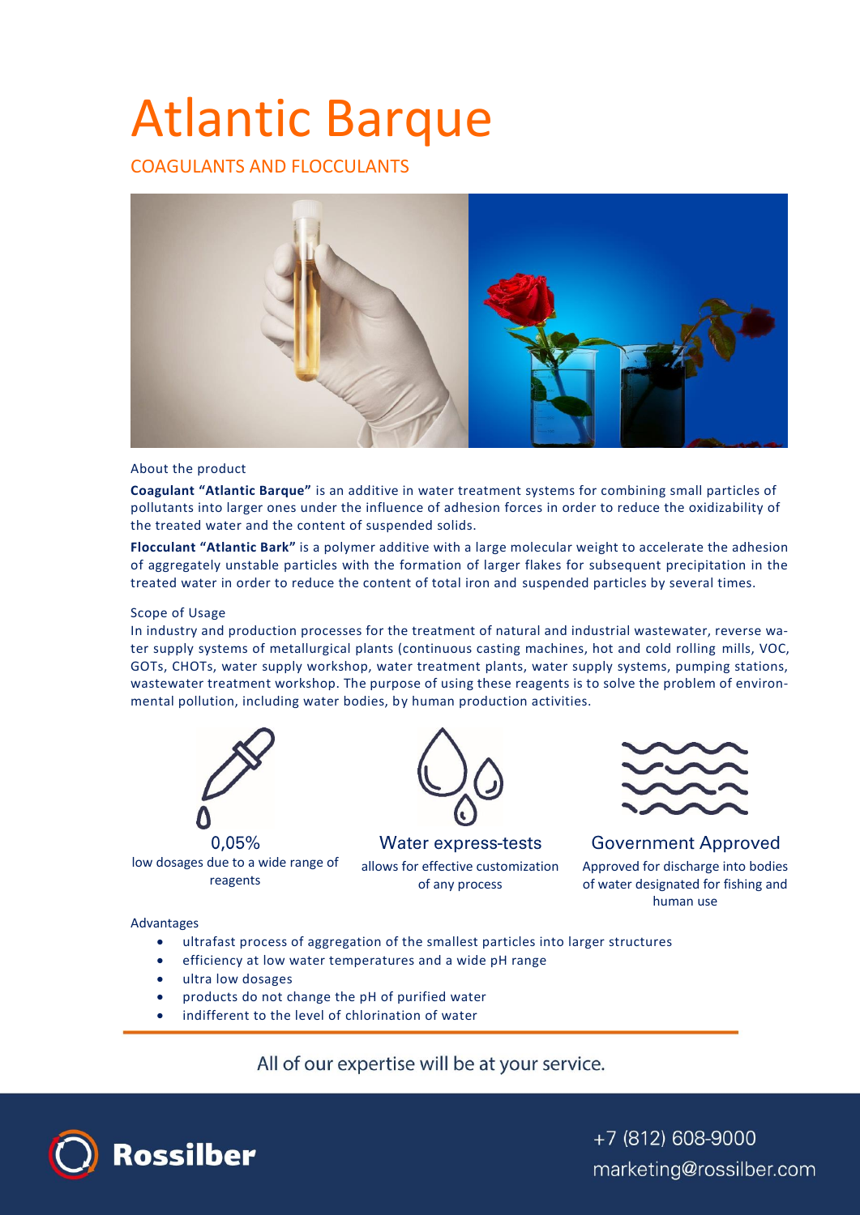# Atlantic Barque

## COAGULANTS AND FLOCCULANTS

About the product

**Coagulant "Atlantic Barque"** is an additive in water treatment systems for combining small particles of pollutants into larger ones under the influence of adhesion forces in order to reduce the oxidizability of the treated water and the content of suspended solids.

**Flocculant "Atlantic Bark"** is a polymer additive with a large molecular weight to accelerate the adhesion of aggregately unstable particles with the formation of larger flakes for subsequent precipitation in the treated water in order to reduce the content of total iron and suspended particles by several times.

Scope of Usage

In industry and production processes for the treatment of natural and industrial wastewater, reverse water supply systems of metallurgical plants (continuous casting machines, hot and cold rolling mills, VOC, GOTs, CHOTs, water supply workshop, water treatment plants, water supply systems, pumping stations, wastewater treatment workshop. The purpose of using these reagents is to solve the problem of environmental pollution, including water bodies, by human production activities.

0,05%
low dosages due to a wide range of reagents

Water express-tests
allows for effective customization of any process

Government Approved
Approved for discharge into bodies of water designated for fishing and human use

Advantages

- ultrafast process of aggregation of the smallest particles into larger structures
- efficiency at low water temperatures and a wide pH range
- ultra low dosages
- products do not change the pH of purified water
- indifferent to the level of chlorination of water

All of our expertise will be at your service.

Rossilber

+7 (812) 608-9000
marketing@rossilber.com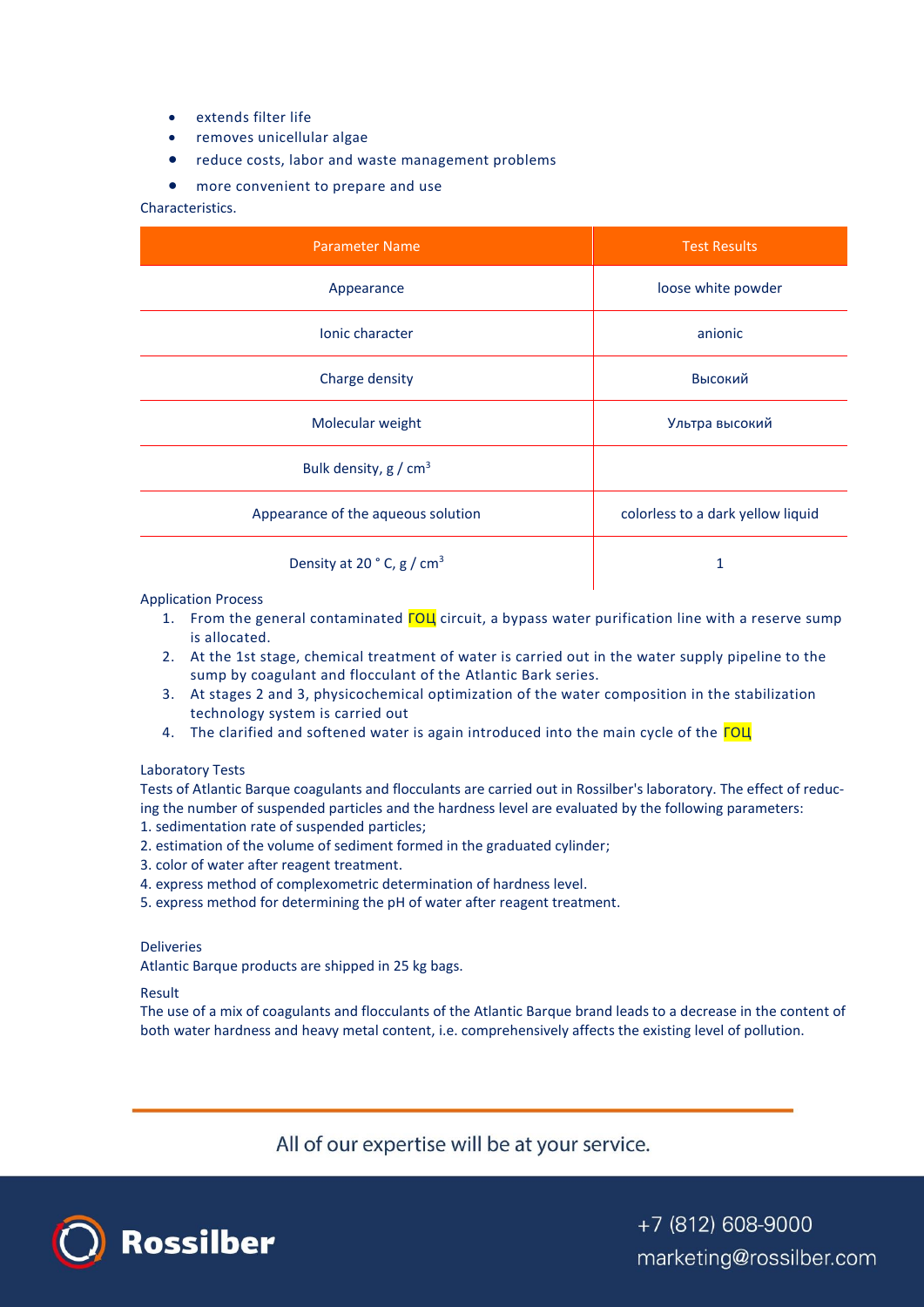- extends filter life
- removes unicellular algae
- reduce costs, labor and waste management problems
- more convenient to prepare and use

Characteristics.

| Parameter Name | Test Results |
| --- | --- |
| Appearance | loose white powder |
| Ionic character | anionic |
| Charge density | Высокий |
| Molecular weight | Ультра высокий |
| Bulk density, g / $cm^3$ | |
| Appearance of the aqueous solution | colorless to a dark yellow liquid |
| Density at 20 ° C, g / $cm^3$ | 1 |

Application Process

1. From the general contaminated ГОЦ circuit, a bypass water purification line with a reserve sump is allocated.
2. At the 1st stage, chemical treatment of water is carried out in the water supply pipeline to the sump by coagulant and flocculant of the Atlantic Bark series.
3. At stages 2 and 3, physicochemical optimization of the water composition in the stabilization technology system is carried out
4. The clarified and softened water is again introduced into the main cycle of the ГОЦ

Laboratory Tests

Tests of Atlantic Barque coagulants and flocculants are carried out in Rossilber's laboratory. The effect of reducing the number of suspended particles and the hardness level are evaluated by the following parameters:
1. sedimentation rate of suspended particles;
2. estimation of the volume of sediment formed in the graduated cylinder;
3. color of water after reagent treatment.
4. express method of complexometric determination of hardness level.
5. express method for determining the pH of water after reagent treatment.

Deliveries

Atlantic Barque products are shipped in 25 kg bags.

Result

The use of a mix of coagulants and flocculants of the Atlantic Barque brand leads to a decrease in the content of both water hardness and heavy metal content, i.e. comprehensively affects the existing level of pollution.

All of our expertise will be at your service.

Rossilber

+7 (812) 608-9000
marketing@rossilber.com